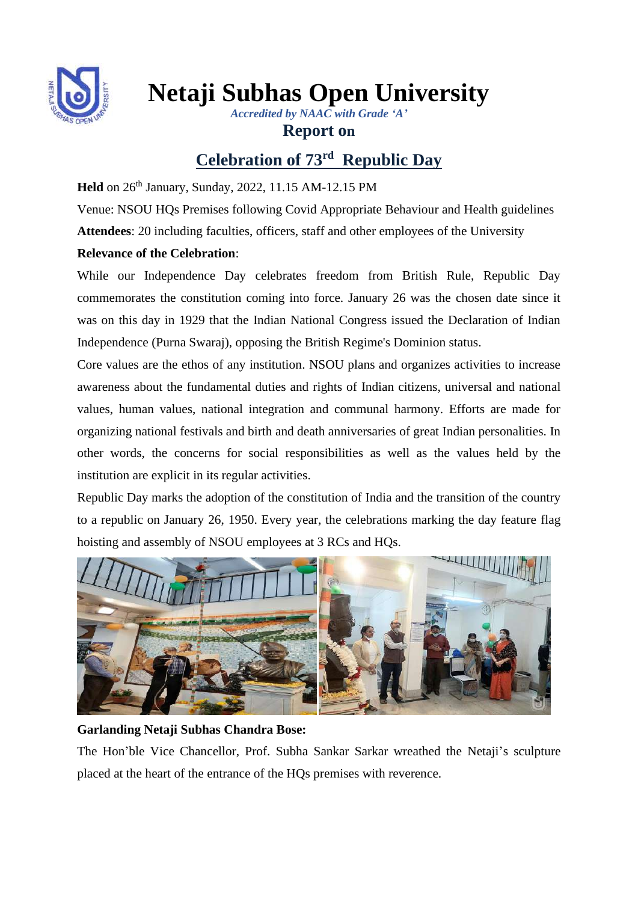# Netaji Subhas Open University

*Accredited by NAAC with Grade 'A'*

## Report on

## Celebration of 73rd Republic Day

**Held** on 26th January, Sunday, 2022, 11.15 AM-12.15 PM

Venue: NSOU HQs Premises following Covid Appropriate Behaviour and Health guidelines

**Attendees**: 20 including faculties, officers, staff and other employees of the University

**Relevance of the Celebration**:

While our Independence Day celebrates freedom from British Rule, Republic Day commemorates the constitution coming into force. January 26 was the chosen date since it was on this day in 1929 that the Indian National Congress issued the Declaration of Indian Independence (Purna Swaraj), opposing the British Regime's Dominion status.

Core values are the ethos of any institution. NSOU plans and organizes activities to increase awareness about the fundamental duties and rights of Indian citizens, universal and national values, human values, national integration and communal harmony. Efforts are made for organizing national festivals and birth and death anniversaries of great Indian personalities. In other words, the concerns for social responsibilities as well as the values held by the institution are explicit in its regular activities.

Republic Day marks the adoption of the constitution of India and the transition of the country to a republic on January 26, 1950. Every year, the celebrations marking the day feature flag hoisting and assembly of NSOU employees at 3 RCs and HQs.

**Garlanding Netaji Subhas Chandra Bose:**

The Hon'ble Vice Chancellor, Prof. Subha Sankar Sarkar wreathed the Netaji's sculpture placed at the heart of the entrance of the HQs premises with reverence.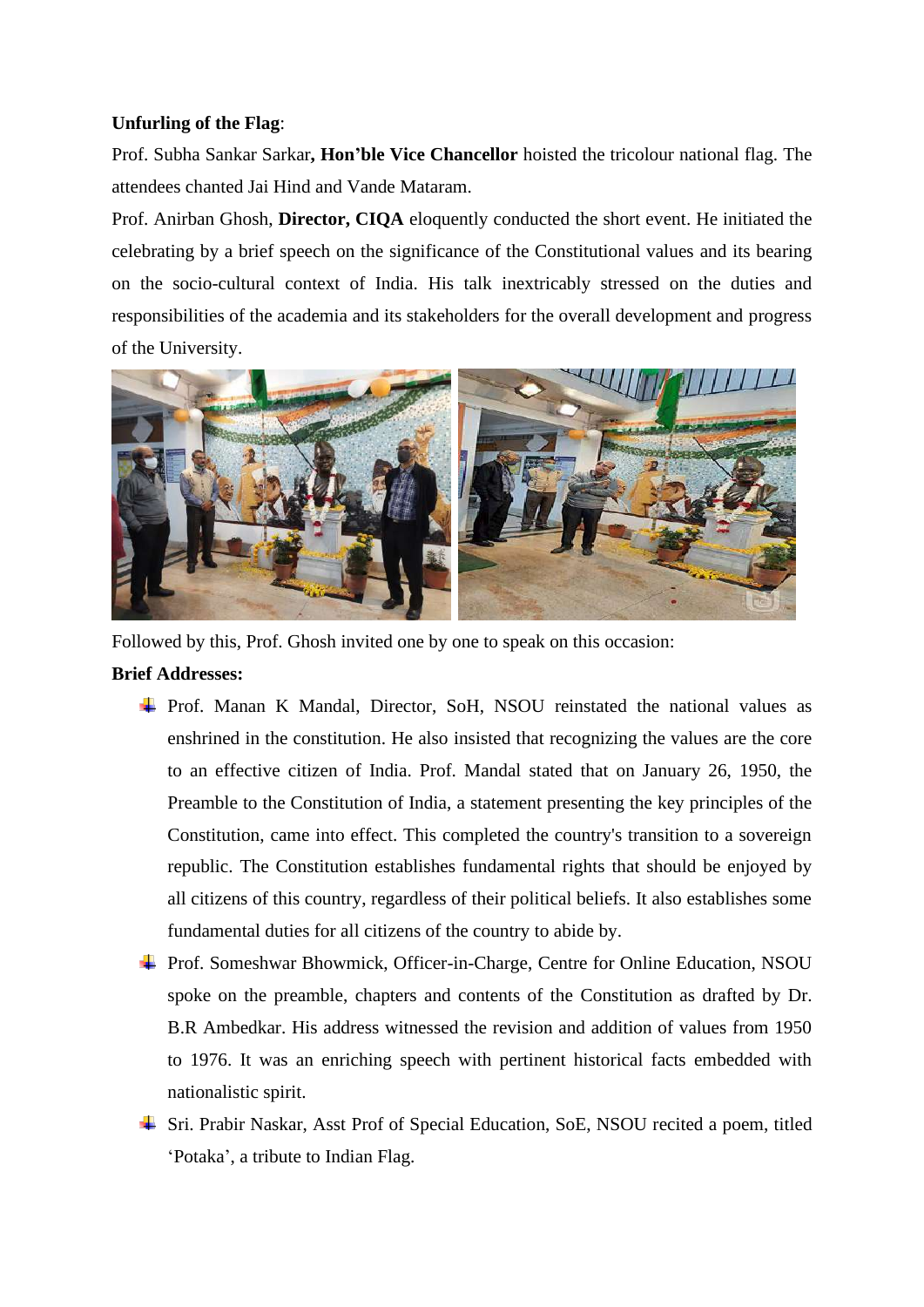**Unfurling of the Flag**:

Prof. Subha Sankar Sarkar**, Hon'ble Vice Chancellor** hoisted the tricolour national flag. The attendees chanted Jai Hind and Vande Mataram.

Prof. Anirban Ghosh, **Director, CIQA** eloquently conducted the short event. He initiated the celebrating by a brief speech on the significance of the Constitutional values and its bearing on the socio-cultural context of India. His talk inextricably stressed on the duties and responsibilities of the academia and its stakeholders for the overall development and progress of the University.

Followed by this, Prof. Ghosh invited one by one to speak on this occasion:

**Brief Addresses:**

- Prof. Manan K Mandal, Director, SoH, NSOU reinstated the national values as enshrined in the constitution. He also insisted that recognizing the values are the core to an effective citizen of India. Prof. Mandal stated that on January 26, 1950, the Preamble to the Constitution of India, a statement presenting the key principles of the Constitution, came into effect. This completed the country's transition to a sovereign republic. The Constitution establishes fundamental rights that should be enjoyed by all citizens of this country, regardless of their political beliefs. It also establishes some fundamental duties for all citizens of the country to abide by.
- Prof. Someshwar Bhowmick, Officer-in-Charge, Centre for Online Education, NSOU spoke on the preamble, chapters and contents of the Constitution as drafted by Dr. B.R Ambedkar. His address witnessed the revision and addition of values from 1950 to 1976. It was an enriching speech with pertinent historical facts embedded with nationalistic spirit.
- Sri. Prabir Naskar, Asst Prof of Special Education, SoE, NSOU recited a poem, titled 'Potaka', a tribute to Indian Flag.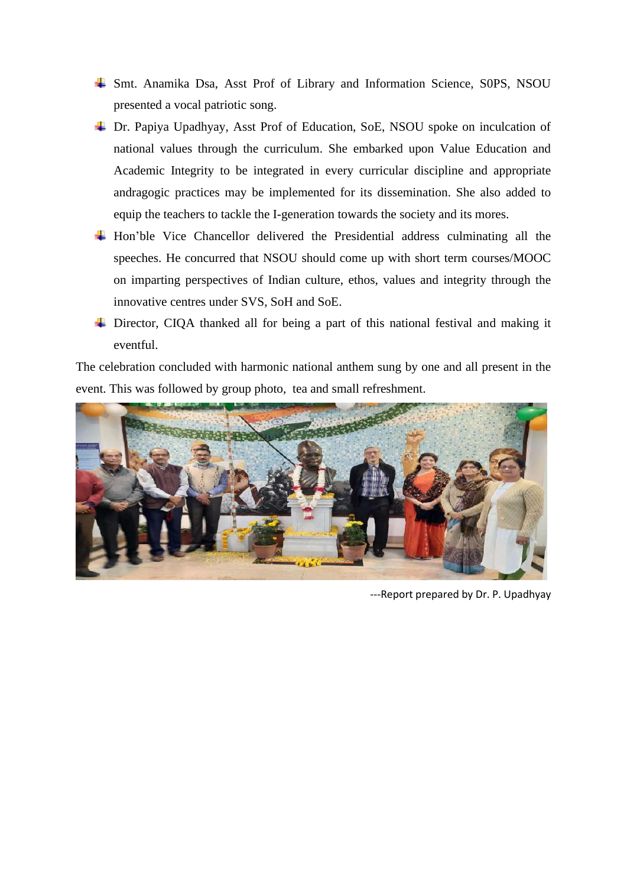- Smt. Anamika Dsa, Asst Prof of Library and Information Science, S0PS, NSOU presented a vocal patriotic song.
- Dr. Papiya Upadhyay, Asst Prof of Education, SoE, NSOU spoke on inculcation of national values through the curriculum. She embarked upon Value Education and Academic Integrity to be integrated in every curricular discipline and appropriate andragogic practices may be implemented for its dissemination. She also added to equip the teachers to tackle the I-generation towards the society and its mores.
- Hon'ble Vice Chancellor delivered the Presidential address culminating all the speeches. He concurred that NSOU should come up with short term courses/MOOC on imparting perspectives of Indian culture, ethos, values and integrity through the innovative centres under SVS, SoH and SoE.
- Director, CIQA thanked all for being a part of this national festival and making it eventful.

The celebration concluded with harmonic national anthem sung by one and all present in the event. This was followed by group photo, tea and small refreshment.

---Report prepared by Dr. P. Upadhyay